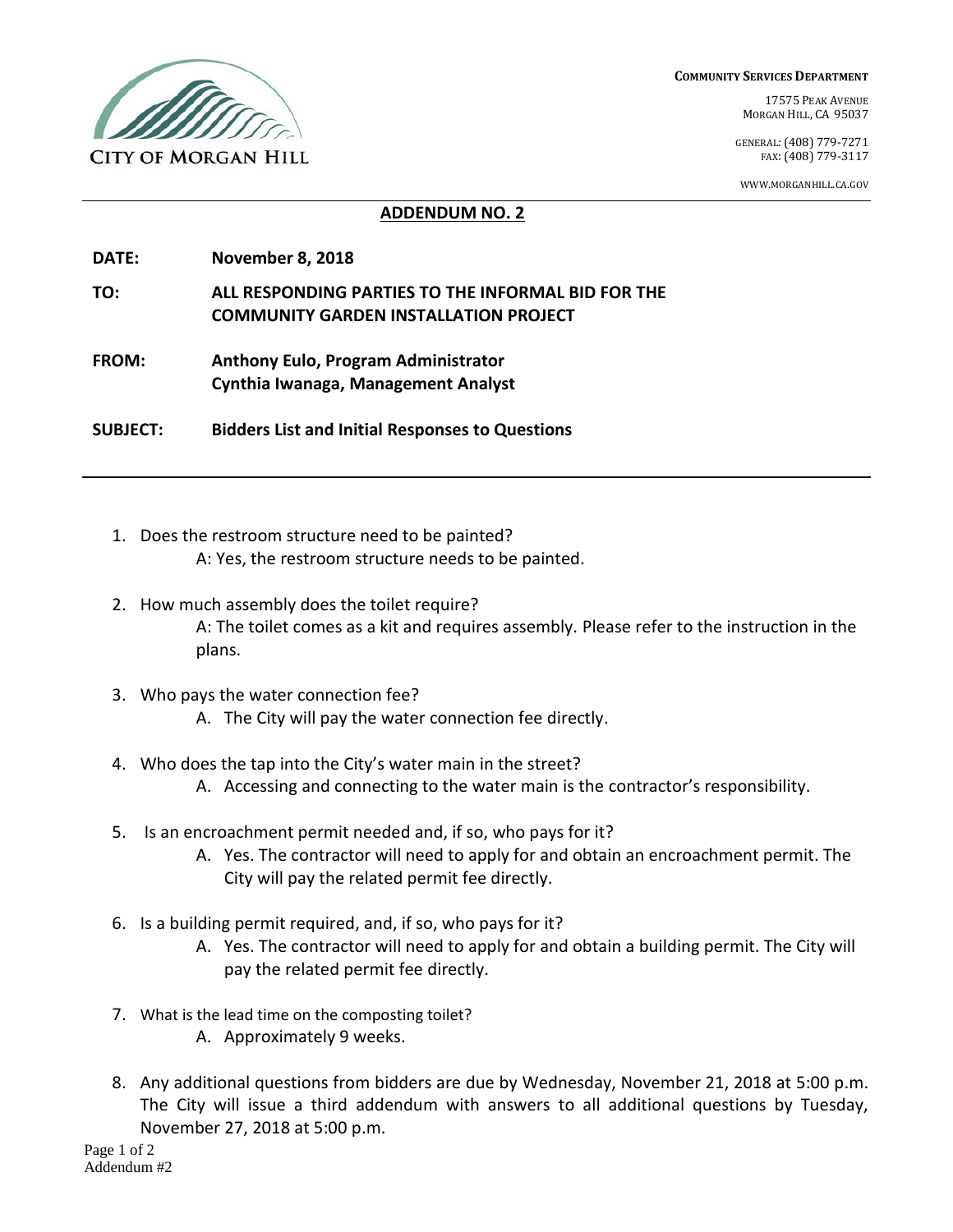CITY OF MORGAN HILL

**COMMUNITY SERVICES DEPARTMENT**

17575 PEAK AVENUE
MORGAN HILL, CA 95037

GENERAL: (408) 779-7271
FAX: (408) 779-3117

WWW.MORGANHILL.CA.GOV

## ADDENDUM NO. 2

**DATE:** **November 8, 2018**

**TO:** **ALL RESPONDING PARTIES TO THE INFORMAL BID FOR THE COMMUNITY GARDEN INSTALLATION PROJECT**

**FROM:** **Anthony Eulo, Program Administrator**
**Cynthia Iwanaga, Management Analyst**

**SUBJECT:** **Bidders List and Initial Responses to Questions**

---

1. Does the restroom structure need to be painted?
   A: Yes, the restroom structure needs to be painted.

2. How much assembly does the toilet require?
   A: The toilet comes as a kit and requires assembly. Please refer to the instruction in the plans.

3. Who pays the water connection fee?
   A. The City will pay the water connection fee directly.

4. Who does the tap into the City's water main in the street?
   A. Accessing and connecting to the water main is the contractor's responsibility.

5. Is an encroachment permit needed and, if so, who pays for it?
   A. Yes. The contractor will need to apply for and obtain an encroachment permit. The City will pay the related permit fee directly.

6. Is a building permit required, and, if so, who pays for it?
   A. Yes. The contractor will need to apply for and obtain a building permit. The City will pay the related permit fee directly.

7. What is the lead time on the composting toilet?
   A. Approximately 9 weeks.

8. Any additional questions from bidders are due by Wednesday, November 21, 2018 at 5:00 p.m. The City will issue a third addendum with answers to all additional questions by Tuesday, November 27, 2018 at 5:00 p.m.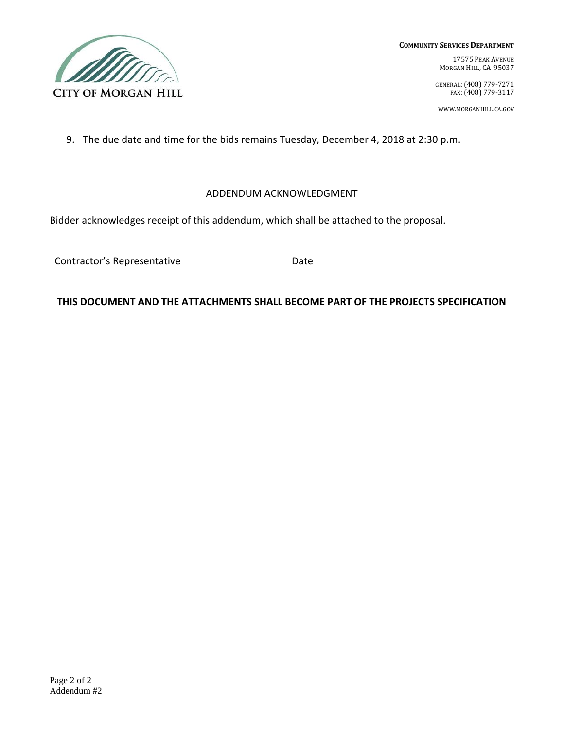**COMMUNITY SERVICES DEPARTMENT**

17575 PEAK AVENUE
MORGAN HILL, CA 95037

GENERAL: (408) 779-7271
FAX: (408) 779-3117

WWW.MORGANHILL.CA.GOV

CITY OF MORGAN HILL

9. The due date and time for the bids remains Tuesday, December 4, 2018 at 2:30 p.m.

ADDENDUM ACKNOWLEDGMENT

Bidder acknowledges receipt of this addendum, which shall be attached to the proposal.

Contractor's Representative

Date

**THIS DOCUMENT AND THE ATTACHMENTS SHALL BECOME PART OF THE PROJECTS SPECIFICATION**

Addendum #2